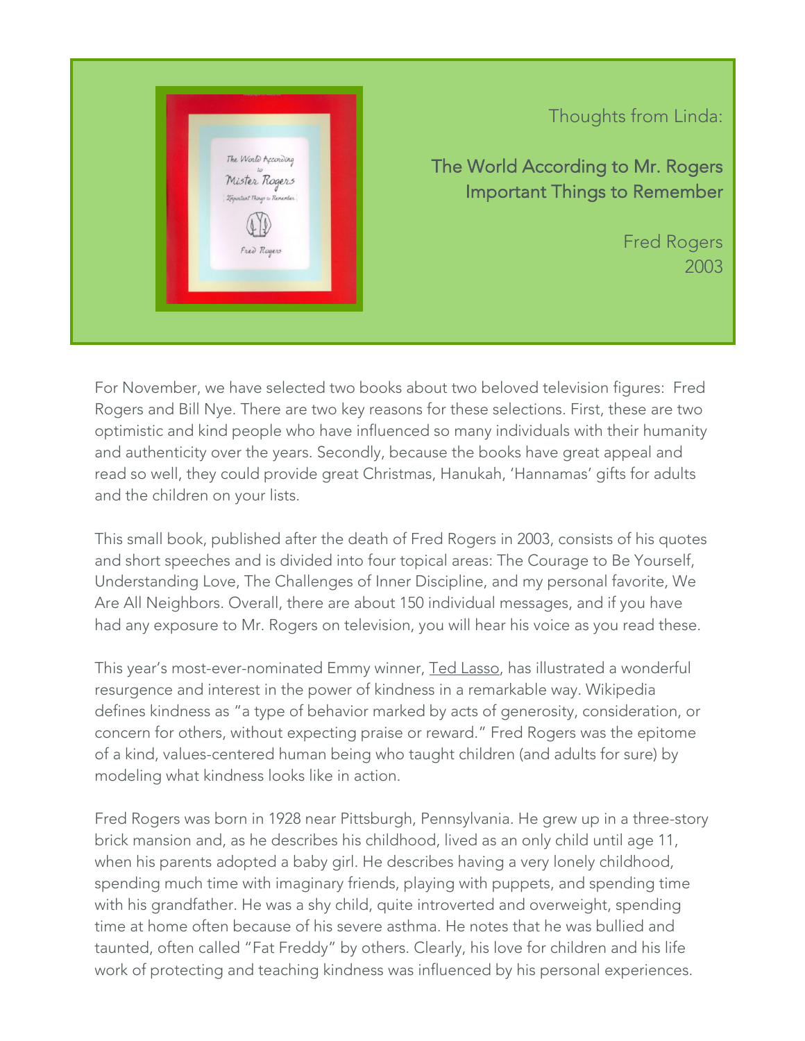Thoughts from Linda:

## The World According to Mr. Rogers
## Important Things to Remember

Fred Rogers
2003

For November, we have selected two books about two beloved television figures: Fred Rogers and Bill Nye. There are two key reasons for these selections. First, these are two optimistic and kind people who have influenced so many individuals with their humanity and authenticity over the years. Secondly, because the books have great appeal and read so well, they could provide great Christmas, Hanukah, 'Hannamas' gifts for adults and the children on your lists.

This small book, published after the death of Fred Rogers in 2003, consists of his quotes and short speeches and is divided into four topical areas: The Courage to Be Yourself, Understanding Love, The Challenges of Inner Discipline, and my personal favorite, We Are All Neighbors. Overall, there are about 150 individual messages, and if you have had any exposure to Mr. Rogers on television, you will hear his voice as you read these.

This year's most-ever-nominated Emmy winner, Ted Lasso, has illustrated a wonderful resurgence and interest in the power of kindness in a remarkable way. Wikipedia defines kindness as "a type of behavior marked by acts of generosity, consideration, or concern for others, without expecting praise or reward." Fred Rogers was the epitome of a kind, values-centered human being who taught children (and adults for sure) by modeling what kindness looks like in action.

Fred Rogers was born in 1928 near Pittsburgh, Pennsylvania. He grew up in a three-story brick mansion and, as he describes his childhood, lived as an only child until age 11, when his parents adopted a baby girl. He describes having a very lonely childhood, spending much time with imaginary friends, playing with puppets, and spending time with his grandfather. He was a shy child, quite introverted and overweight, spending time at home often because of his severe asthma. He notes that he was bullied and taunted, often called "Fat Freddy" by others. Clearly, his love for children and his life work of protecting and teaching kindness was influenced by his personal experiences.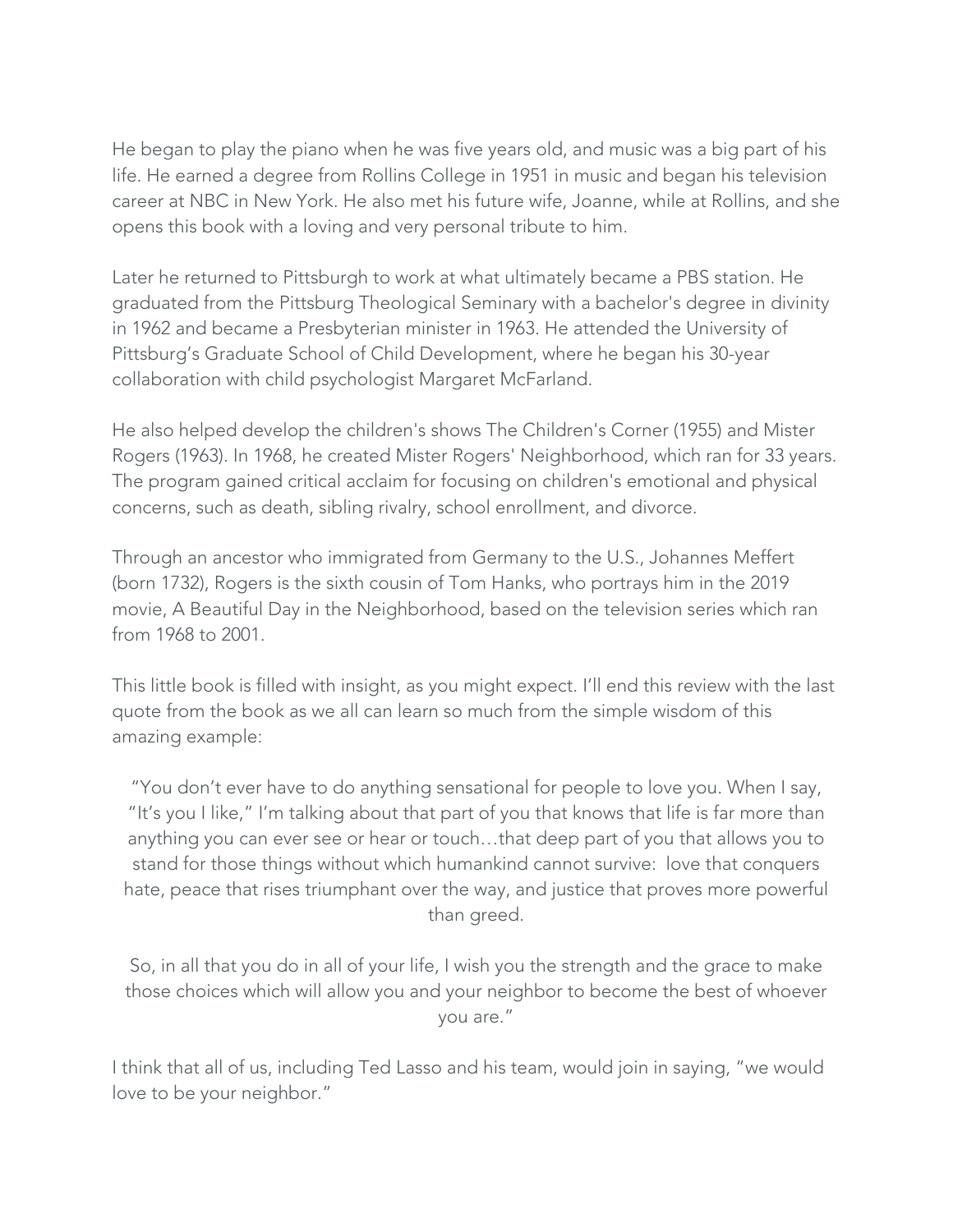He began to play the piano when he was five years old, and music was a big part of his life. He earned a degree from Rollins College in 1951 in music and began his television career at NBC in New York. He also met his future wife, Joanne, while at Rollins, and she opens this book with a loving and very personal tribute to him.

Later he returned to Pittsburgh to work at what ultimately became a PBS station. He graduated from the Pittsburg Theological Seminary with a bachelor's degree in divinity in 1962 and became a Presbyterian minister in 1963. He attended the University of Pittsburg's Graduate School of Child Development, where he began his 30-year collaboration with child psychologist Margaret McFarland.

He also helped develop the children's shows The Children's Corner (1955) and Mister Rogers (1963). In 1968, he created Mister Rogers' Neighborhood, which ran for 33 years. The program gained critical acclaim for focusing on children's emotional and physical concerns, such as death, sibling rivalry, school enrollment, and divorce.

Through an ancestor who immigrated from Germany to the U.S., Johannes Meffert (born 1732), Rogers is the sixth cousin of Tom Hanks, who portrays him in the 2019 movie, A Beautiful Day in the Neighborhood, based on the television series which ran from 1968 to 2001.

This little book is filled with insight, as you might expect. I'll end this review with the last quote from the book as we all can learn so much from the simple wisdom of this amazing example:

> "You don't ever have to do anything sensational for people to love you. When I say, "It's you I like," I'm talking about that part of you that knows that life is far more than anything you can ever see or hear or touch…that deep part of you that allows you to stand for those things without which humankind cannot survive: love that conquers hate, peace that rises triumphant over the way, and justice that proves more powerful than greed.
>
> So, in all that you do in all of your life, I wish you the strength and the grace to make those choices which will allow you and your neighbor to become the best of whoever you are."

I think that all of us, including Ted Lasso and his team, would join in saying, "we would love to be your neighbor."